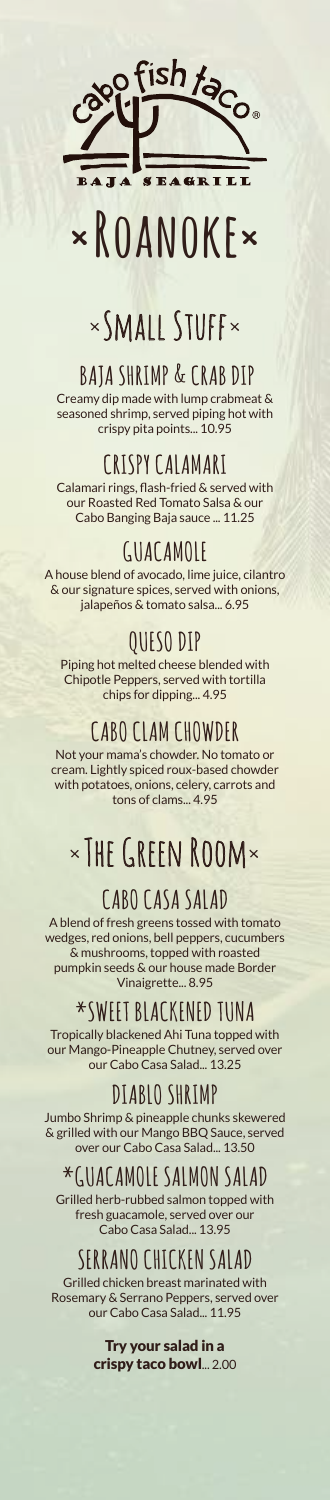cabo fish taco®

BAJA SEAGRILL

# ×ROANOKE×

## ×SMALL STUFF×

### BAJA SHRIMP & CRAB DIP

Creamy dip made with lump crabmeat & seasoned shrimp, served piping hot with crispy pita points... 10.95

### CRISPY CALAMARI

Calamari rings, flash-fried & served with our Roasted Red Tomato Salsa & our Cabo Banging Baja sauce ... 11.25

### GUACAMOLE

A house blend of avocado, lime juice, cilantro & our signature spices, served with onions, jalapeños & tomato salsa... 6.95

### QUESO DIP

Piping hot melted cheese blended with Chipotle Peppers, served with tortilla chips for dipping... 4.95

### CABO CLAM CHOWDER

Not your mama's chowder. No tomato or cream. Lightly spiced roux-based chowder with potatoes, onions, celery, carrots and tons of clams... 4.95

## ×THE GREEN ROOM×

### CABO CASA SALAD

A blend of fresh greens tossed with tomato wedges, red onions, bell peppers, cucumbers & mushrooms, topped with roasted pumpkin seeds & our house made Border Vinaigrette... 8.95

### *SWEET BLACKENED TUNA

Tropically blackened Ahi Tuna topped with our Mango-Pineapple Chutney, served over our Cabo Casa Salad... 13.25

### DIABLO SHRIMP

Jumbo Shrimp & pineapple chunks skewered & grilled with our Mango BBQ Sauce, served over our Cabo Casa Salad... 13.50

### *GUACAMOLE SALMON SALAD

Grilled herb-rubbed salmon topped with fresh guacamole, served over our Cabo Casa Salad... 13.95

### SERRANO CHICKEN SALAD

Grilled chicken breast marinated with Rosemary & Serrano Peppers, served over our Cabo Casa Salad... 11.95

**Try your salad in a crispy taco bowl**... 2.00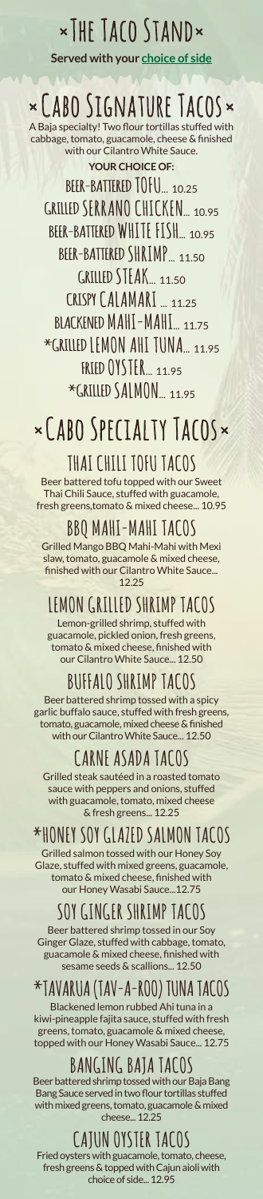# ×The Taco Stand×

**Served with your choice of side**

## ×Cabo Signature Tacos×

A Baja specialty! Two flour tortillas stuffed with cabbage, tomato, guacamole, cheese & finished with our Cilantro White Sauce.

**YOUR CHOICE OF:**

- BEER-BATTERED TOFU... 10.25
- GRILLED SERRANO CHICKEN... 10.95
- BEER-BATTERED WHITE FISH... 10.95
- BEER-BATTERED SHRIMP... 11.50
- GRILLED STEAK... 11.50
- CRISPY CALAMARI ... 11.25
- BLACKENED MAHI-MAHI... 11.75
- *GRILLED LEMON AHI TUNA... 11.95
- FRIED OYSTER... 11.95
- *GRILLED SALMON... 11.95

## ×Cabo Specialty Tacos×

### THAI CHILI TOFU TACOS

Beer battered tofu topped with our Sweet Thai Chili Sauce, stuffed with guacamole, fresh greens,tomato & mixed cheese... 10.95

### BBQ MAHI-MAHI TACOS

Grilled Mango BBQ Mahi-Mahi with Mexi slaw, tomato, guacamole & mixed cheese, finished with our Cilantro White Sauce... 12.25

### LEMON GRILLED SHRIMP TACOS

Lemon-grilled shrimp, stuffed with guacamole, pickled onion, fresh greens, tomato & mixed cheese, finished with our Cilantro White Sauce... 12.50

### BUFFALO SHRIMP TACOS

Beer battered shrimp tossed with a spicy garlic buffalo sauce, stuffed with fresh greens, tomato, guacamole, mixed cheese & finished with our Cilantro White Sauce... 12.50

### CARNE ASADA TACOS

Grilled steak sautéed in a roasted tomato sauce with peppers and onions, stuffed with guacamole, tomato, mixed cheese & fresh greens... 12.25

### *HONEY SOY GLAZED SALMON TACOS

Grilled salmon tossed with our Honey Soy Glaze, stuffed with mixed greens, guacamole, tomato & mixed cheese, finished with our Honey Wasabi Sauce...12.75

### SOY GINGER SHRIMP TACOS

Beer battered shrimp tossed in our Soy Ginger Glaze, stuffed with cabbage, tomato, guacamole & mixed cheese, finished with sesame seeds & scallions... 12.50

### *TAVARUA (TAV-A-ROO) TUNA TACOS

Blackened lemon rubbed Ahi tuna in a kiwi-pineapple fajita sauce, stuffed with fresh greens, tomato, guacamole & mixed cheese, topped with our Honey Wasabi Sauce... 12.75

### BANGING BAJA TACOS

Beer battered shrimp tossed with our Baja Bang Bang Sauce served in two flour tortillas stuffed with mixed greens, tomato, guacamole & mixed cheese... 12.25

### CAJUN OYSTER TACOS

Fried oysters with guacamole, tomato, cheese, fresh greens & topped with Cajun aioli with choice of side... 12.95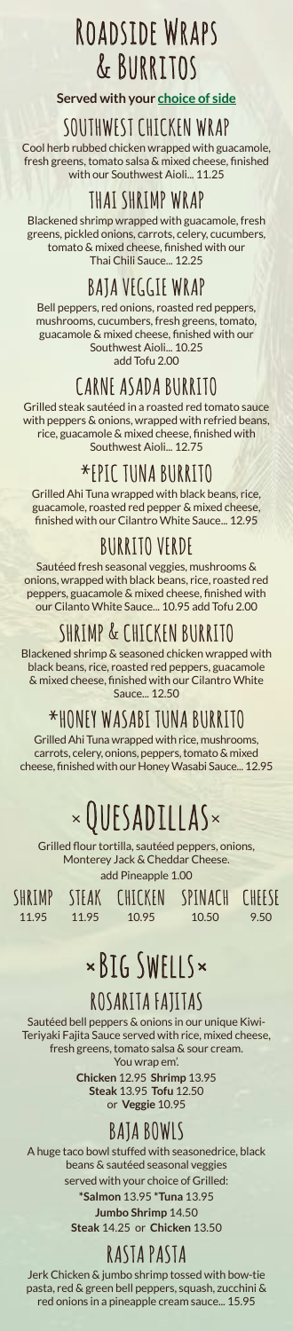# Roadside Wraps & Burritos

**Served with your choice of side**

## SOUTHWEST CHICKEN WRAP

Cool herb rubbed chicken wrapped with guacamole, fresh greens, tomato salsa & mixed cheese, finished with our Southwest Aioli... 11.25

## THAI SHRIMP WRAP

Blackened shrimp wrapped with guacamole, fresh greens, pickled onions, carrots, celery, cucumbers, tomato & mixed cheese, finished with our Thai Chili Sauce... 12.25

## BAJA VEGGIE WRAP

Bell peppers, red onions, roasted red peppers, mushrooms, cucumbers, fresh greens, tomato, guacamole & mixed cheese, finished with our Southwest Aioli... 10.25
add Tofu 2.00

## CARNE ASADA BURRITO

Grilled steak sautéed in a roasted red tomato sauce with peppers & onions, wrapped with refried beans, rice, guacamole & mixed cheese, finished with Southwest Aioli... 12.75

## *EPIC TUNA BURRITO

Grilled Ahi Tuna wrapped with black beans, rice, guacamole, roasted red pepper & mixed cheese, finished with our Cilantro White Sauce... 12.95

## BURRITO VERDE

Sautéed fresh seasonal veggies, mushrooms & onions, wrapped with black beans, rice, roasted red peppers, guacamole & mixed cheese, finished with our Cilanto White Sauce... 10.95 add Tofu 2.00

## SHRIMP & CHICKEN BURRITO

Blackened shrimp & seasoned chicken wrapped with black beans, rice, roasted red peppers, guacamole & mixed cheese, finished with our Cilantro White Sauce... 12.50

## *HONEY WASABI TUNA BURRITO

Grilled Ahi Tuna wrapped with rice, mushrooms, carrots, celery, onions, peppers, tomato & mixed cheese, finished with our Honey Wasabi Sauce... 12.95

# × Quesadillas ×

Grilled flour tortilla, sautéed peppers, onions, Monterey Jack & Cheddar Cheese.
add Pineapple 1.00

| SHRIMP | STEAK | CHICKEN | SPINACH | CHEESE |
|---|---|---|---|---|
| 11.95 | 11.95 | 10.95 | 10.50 | 9.50 |

# × Big Swells ×

## ROSARITA FAJITAS

Sautéed bell peppers & onions in our unique Kiwi-Teriyaki Fajita Sauce served with rice, mixed cheese, fresh greens, tomato salsa & sour cream.
You wrap em'.

**Chicken** 12.95 **Shrimp** 13.95
**Steak** 13.95 **Tofu** 12.50
or **Veggie** 10.95

## BAJA BOWLS

A huge taco bowl stuffed with seasonedrice, black beans & sautéed seasonal veggies
served with your choice of Grilled:

***Salmon** 13.95 ***Tuna** 13.95
**Jumbo Shrimp** 14.50
**Steak** 14.25 or **Chicken** 13.50

## RASTA PASTA

Jerk Chicken & jumbo shrimp tossed with bow-tie pasta, red & green bell peppers, squash, zucchini & red onions in a pineapple cream sauce... 15.95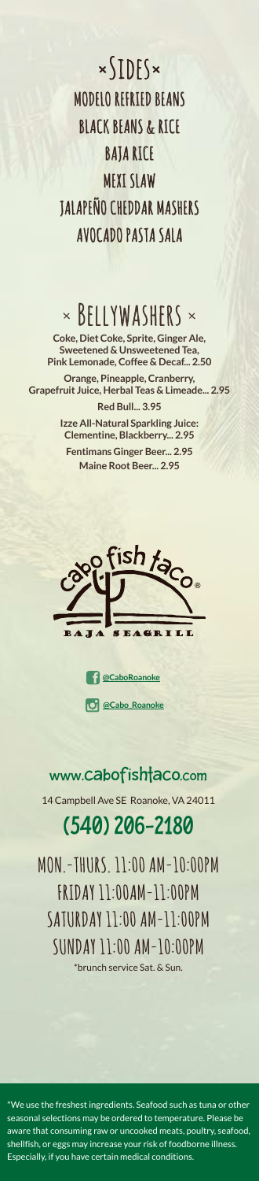# × Sides ×

Modelo Refried Beans

Black Beans & Rice

Baja Rice

Mexi Slaw

Jalapeño Cheddar Mashers

Avocado Pasta Sala

# × Bellywashers ×

**Coke, Diet Coke, Sprite, Ginger Ale, Sweetened & Unsweetened Tea, Pink Lemonade, Coffee & Decaf... 2.50**

**Orange, Pineapple, Cranberry, Grapefruit Juice, Herbal Teas & Limeade... 2.95**

**Red Bull... 3.95**

**Izze All-Natural Sparkling Juice: Clementine, Blackberry... 2.95**

**Fentimans Ginger Beer... 2.95**

**Maine Root Beer... 2.95**

cabo fish taco®

BAJA SEAGRILL

@CaboRoanoke

@Cabo_Roanoke

## www.cabofishtaco.com

14 Campbell Ave SE Roanoke, VA 24011

## (540) 206-2180

MON.-THURS. 11:00 AM-10:00PM

FRIDAY 11:00AM-11:00PM

SATURDAY 11:00 AM-11:00PM

SUNDAY 11:00 AM-10:00PM

*brunch service Sat. & Sun.

*We use the freshest ingredients. Seafood such as tuna or other seasonal selections may be ordered to temperature. Please be aware that consuming raw or uncooked meats, poultry, seafood, shellfish, or eggs may increase your risk of foodborne illness. Especially, if you have certain medical conditions.